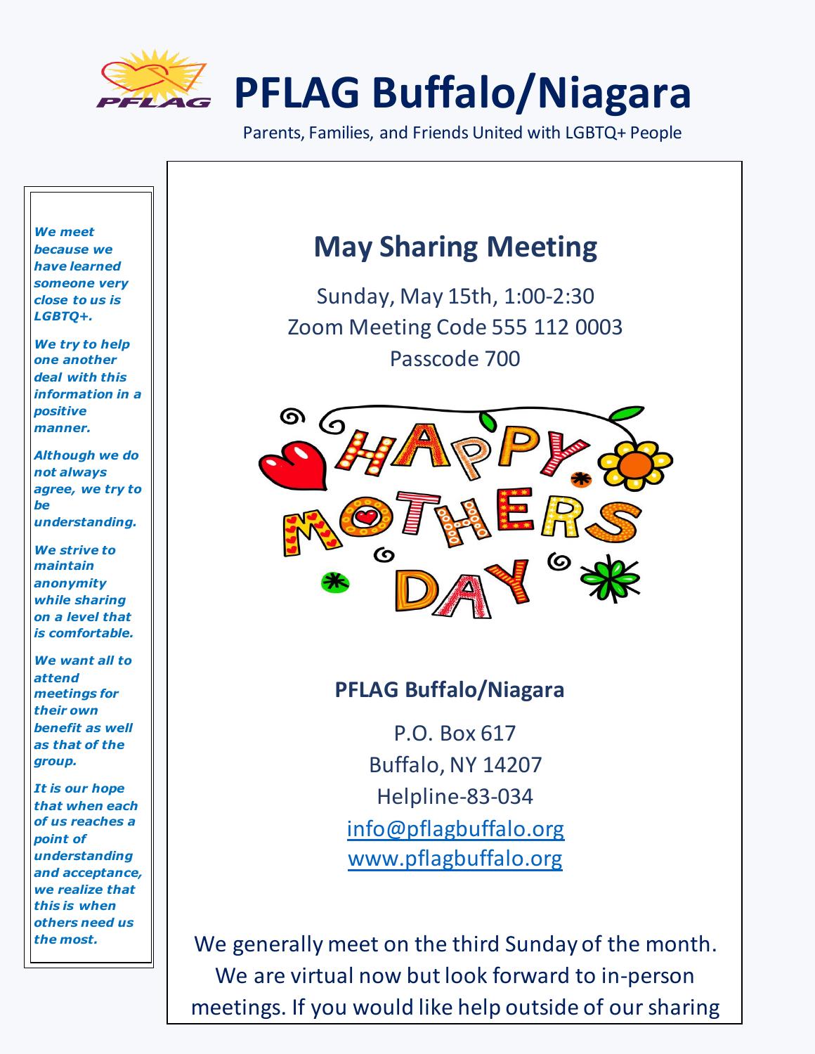# PFLAG Buffalo/Niagara

Parents, Families, and Friends United with LGBTQ+ People

***We meet because we have learned someone very close to us is LGBTQ+.***

***We try to help one another deal with this information in a positive manner.***

***Although we do not always agree, we try to be understanding.***

***We strive to maintain anonymity while sharing on a level that is comfortable.***

***We want all to attend meetings for their own benefit as well as that of the group.***

***It is our hope that when each of us reaches a point of understanding and acceptance, we realize that this is when others need us the most.***

## May Sharing Meeting

Sunday, May 15th, 1:00-2:30
Zoom Meeting Code 555 112 0003
Passcode 700

**PFLAG Buffalo/Niagara**

P.O. Box 617
Buffalo, NY 14207
Helpline-83-034
info@pflagbuffalo.org
www.pflagbuffalo.org

We generally meet on the third Sunday of the month. We are virtual now but look forward to in-person meetings. If you would like help outside of our sharing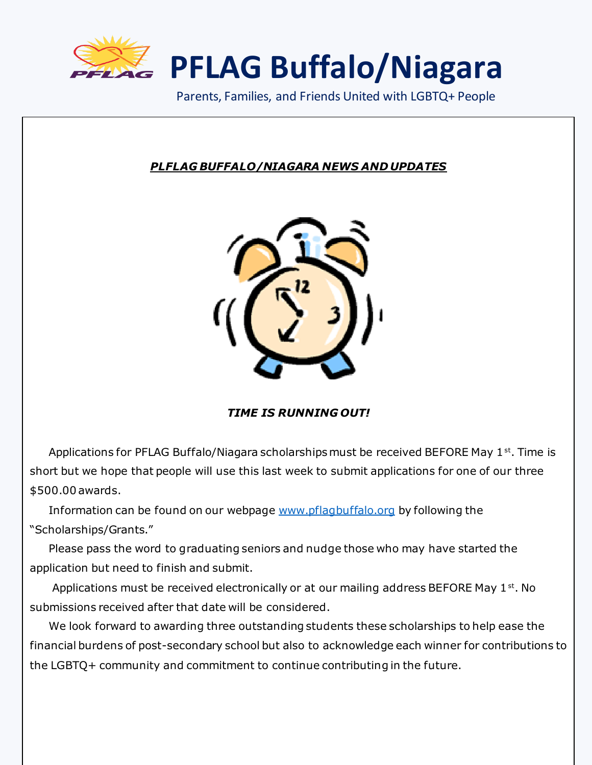# PFLAG Buffalo/Niagara

Parents, Families, and Friends United with LGBTQ+ People

***PLFLAG BUFFALO/NIAGARA NEWS AND UPDATES***

***TIME IS RUNNING OUT!***

Applications for PFLAG Buffalo/Niagara scholarships must be received BEFORE May 1st. Time is short but we hope that people will use this last week to submit applications for one of our three $500.00 awards.

Information can be found on our webpage [www.pflagbuffalo.org](http://www.pflagbuffalo.org) by following the "Scholarships/Grants."

Please pass the word to graduating seniors and nudge those who may have started the application but need to finish and submit.

Applications must be received electronically or at our mailing address BEFORE May 1st. No submissions received after that date will be considered.

We look forward to awarding three outstanding students these scholarships to help ease the financial burdens of post-secondary school but also to acknowledge each winner for contributions to the LGBTQ+ community and commitment to continue contributing in the future.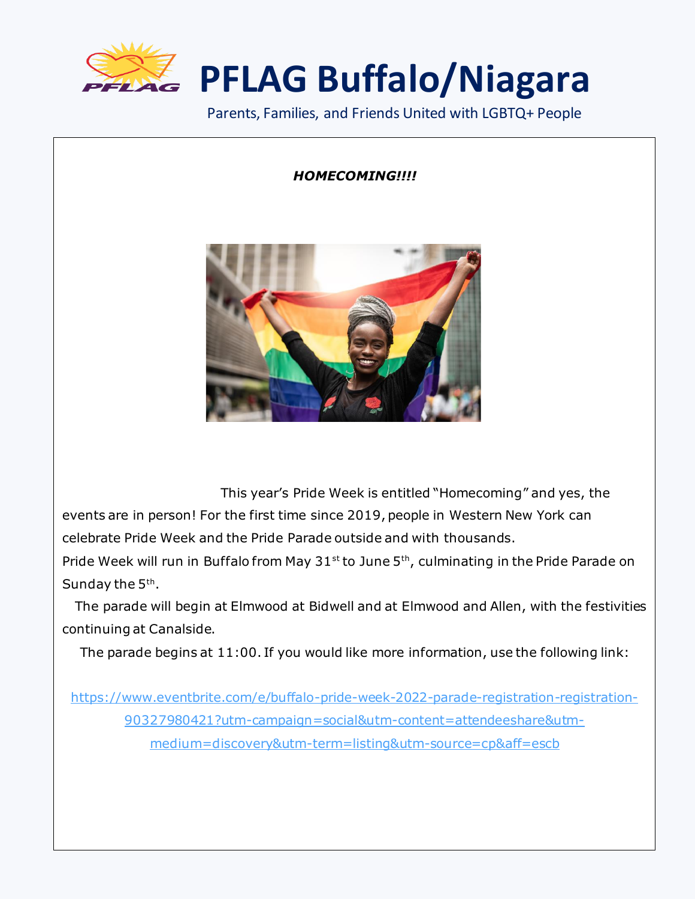# PFLAG Buffalo/Niagara

Parents, Families, and Friends United with LGBTQ+ People

***HOMECOMING!!!!***

This year's Pride Week is entitled "Homecoming" and yes, the events are in person! For the first time since 2019, people in Western New York can celebrate Pride Week and the Pride Parade outside and with thousands.

Pride Week will run in Buffalo from May 31st to June 5th, culminating in the Pride Parade on Sunday the 5th.

The parade will begin at Elmwood at Bidwell and at Elmwood and Allen, with the festivities continuing at Canalside.

The parade begins at 11:00. If you would like more information, use the following link:

https://www.eventbrite.com/e/buffalo-pride-week-2022-parade-registration-registration-90327980421?utm-campaign=social&utm-content=attendeeshare&utm-medium=discovery&utm-term=listing&utm-source=cp&aff=escb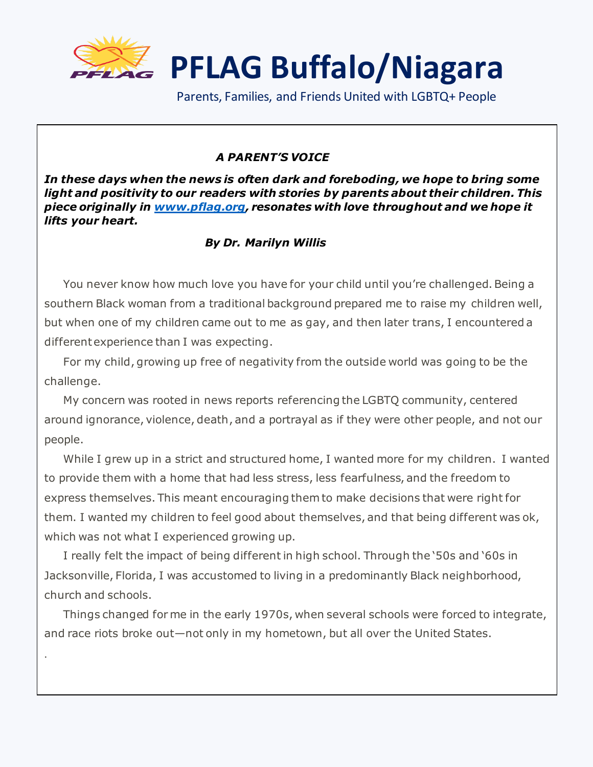# PFLAG Buffalo/Niagara

Parents, Families, and Friends United with LGBTQ+ People

***A PARENT'S VOICE***

***In these days when the news is often dark and foreboding, we hope to bring some light and positivity to our readers with stories by parents about their children. This piece originally in [www.pflag.org](http://www.pflag.org), resonates with love throughout and we hope it lifts your heart.***

***By Dr. Marilyn Willis***

You never know how much love you have for your child until you're challenged. Being a southern Black woman from a traditional background prepared me to raise my children well, but when one of my children came out to me as gay, and then later trans, I encountered a different experience than I was expecting.

For my child, growing up free of negativity from the outside world was going to be the challenge.

My concern was rooted in news reports referencing the LGBTQ community, centered around ignorance, violence, death, and a portrayal as if they were other people, and not our people.

While I grew up in a strict and structured home, I wanted more for my children. I wanted to provide them with a home that had less stress, less fearfulness, and the freedom to express themselves. This meant encouraging them to make decisions that were right for them. I wanted my children to feel good about themselves, and that being different was ok, which was not what I experienced growing up.

I really felt the impact of being different in high school. Through the '50s and '60s in Jacksonville, Florida, I was accustomed to living in a predominantly Black neighborhood, church and schools.

Things changed for me in the early 1970s, when several schools were forced to integrate, and race riots broke out—not only in my hometown, but all over the United States.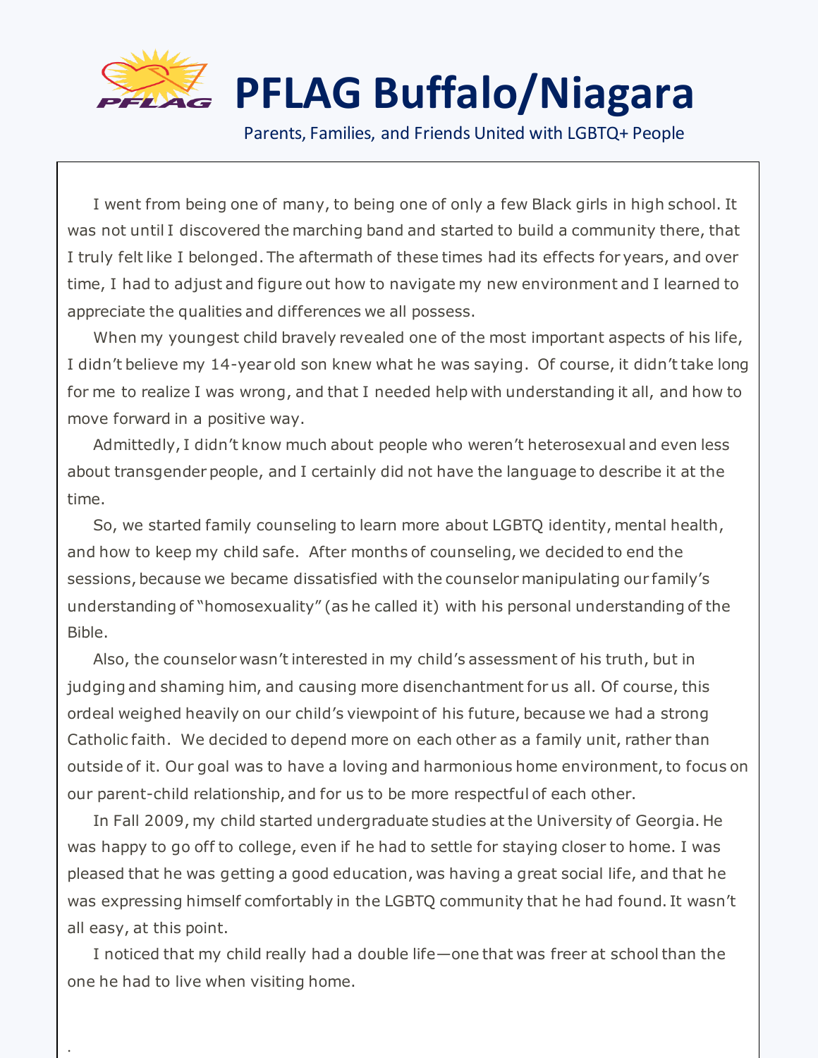I went from being one of many, to being one of only a few Black girls in high school. It was not until I discovered the marching band and started to build a community there, that I truly felt like I belonged. The aftermath of these times had its effects for years, and over time, I had to adjust and figure out how to navigate my new environment and I learned to appreciate the qualities and differences we all possess.

When my youngest child bravely revealed one of the most important aspects of his life, I didn't believe my 14-year old son knew what he was saying. Of course, it didn't take long for me to realize I was wrong, and that I needed help with understanding it all, and how to move forward in a positive way.

Admittedly, I didn't know much about people who weren't heterosexual and even less about transgender people, and I certainly did not have the language to describe it at the time.

So, we started family counseling to learn more about LGBTQ identity, mental health, and how to keep my child safe. After months of counseling, we decided to end the sessions, because we became dissatisfied with the counselor manipulating our family's understanding of "homosexuality" (as he called it) with his personal understanding of the Bible.

Also, the counselor wasn't interested in my child's assessment of his truth, but in judging and shaming him, and causing more disenchantment for us all. Of course, this ordeal weighed heavily on our child's viewpoint of his future, because we had a strong Catholic faith. We decided to depend more on each other as a family unit, rather than outside of it. Our goal was to have a loving and harmonious home environment, to focus on our parent-child relationship, and for us to be more respectful of each other.

In Fall 2009, my child started undergraduate studies at the University of Georgia. He was happy to go off to college, even if he had to settle for staying closer to home. I was pleased that he was getting a good education, was having a great social life, and that he was expressing himself comfortably in the LGBTQ community that he had found. It wasn't all easy, at this point.

I noticed that my child really had a double life—one that was freer at school than the one he had to live when visiting home.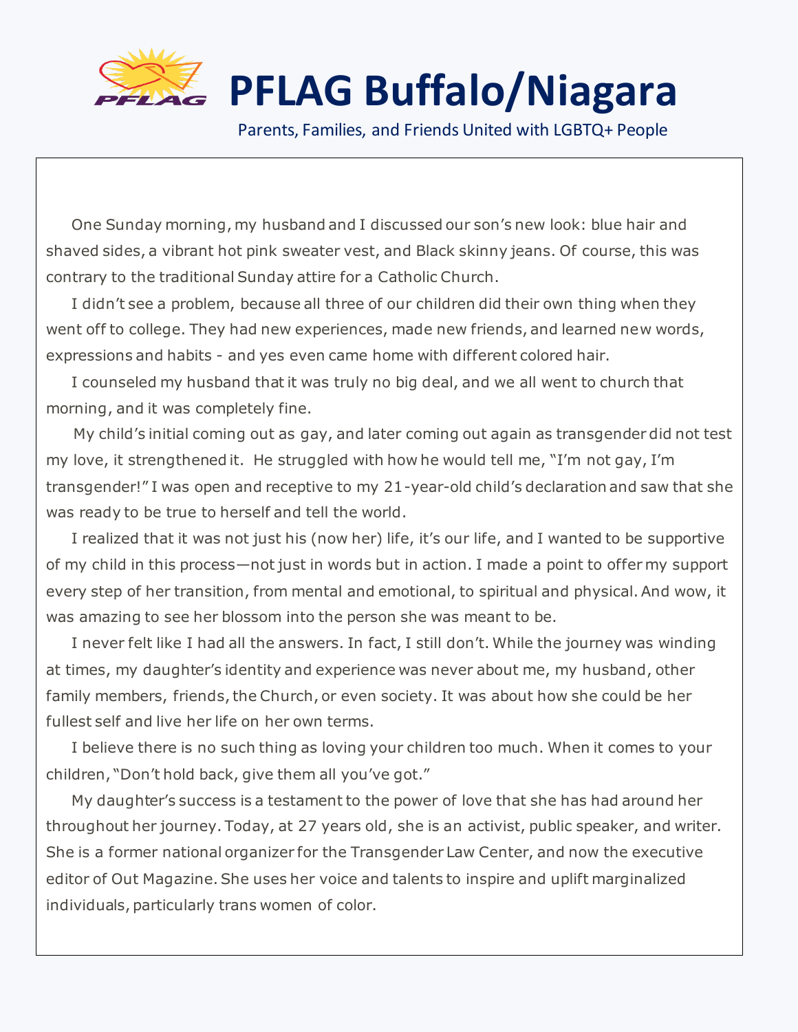# PFLAG Buffalo/Niagara

Parents, Families, and Friends United with LGBTQ+ People

One Sunday morning, my husband and I discussed our son's new look: blue hair and shaved sides, a vibrant hot pink sweater vest, and Black skinny jeans. Of course, this was contrary to the traditional Sunday attire for a Catholic Church.

I didn't see a problem, because all three of our children did their own thing when they went off to college. They had new experiences, made new friends, and learned new words, expressions and habits - and yes even came home with different colored hair.

I counseled my husband that it was truly no big deal, and we all went to church that morning, and it was completely fine.

My child's initial coming out as gay, and later coming out again as transgender did not test my love, it strengthened it. He struggled with how he would tell me, "I'm not gay, I'm transgender!" I was open and receptive to my 21-year-old child's declaration and saw that she was ready to be true to herself and tell the world.

I realized that it was not just his (now her) life, it's our life, and I wanted to be supportive of my child in this process—not just in words but in action. I made a point to offer my support every step of her transition, from mental and emotional, to spiritual and physical. And wow, it was amazing to see her blossom into the person she was meant to be.

I never felt like I had all the answers. In fact, I still don't. While the journey was winding at times, my daughter's identity and experience was never about me, my husband, other family members, friends, the Church, or even society. It was about how she could be her fullest self and live her life on her own terms.

I believe there is no such thing as loving your children too much. When it comes to your children, "Don't hold back, give them all you've got."

My daughter's success is a testament to the power of love that she has had around her throughout her journey. Today, at 27 years old, she is an activist, public speaker, and writer. She is a former national organizer for the Transgender Law Center, and now the executive editor of Out Magazine. She uses her voice and talents to inspire and uplift marginalized individuals, particularly trans women of color.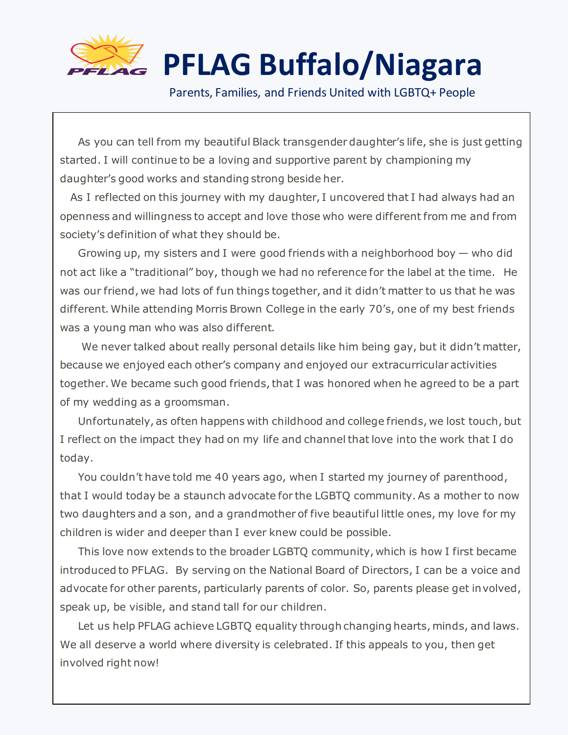# PFLAG Buffalo/Niagara

Parents, Families, and Friends United with LGBTQ+ People

As you can tell from my beautiful Black transgender daughter's life, she is just getting started. I will continue to be a loving and supportive parent by championing my daughter's good works and standing strong beside her.

As I reflected on this journey with my daughter, I uncovered that I had always had an openness and willingness to accept and love those who were different from me and from society's definition of what they should be.

Growing up, my sisters and I were good friends with a neighborhood boy — who did not act like a "traditional" boy, though we had no reference for the label at the time. He was our friend, we had lots of fun things together, and it didn't matter to us that he was different. While attending Morris Brown College in the early 70's, one of my best friends was a young man who was also different.

We never talked about really personal details like him being gay, but it didn't matter, because we enjoyed each other's company and enjoyed our extracurricular activities together. We became such good friends, that I was honored when he agreed to be a part of my wedding as a groomsman.

Unfortunately, as often happens with childhood and college friends, we lost touch, but I reflect on the impact they had on my life and channel that love into the work that I do today.

You couldn't have told me 40 years ago, when I started my journey of parenthood, that I would today be a staunch advocate for the LGBTQ community. As a mother to now two daughters and a son, and a grandmother of five beautiful little ones, my love for my children is wider and deeper than I ever knew could be possible.

This love now extends to the broader LGBTQ community, which is how I first became introduced to PFLAG. By serving on the National Board of Directors, I can be a voice and advocate for other parents, particularly parents of color. So, parents please get involved, speak up, be visible, and stand tall for our children.

Let us help PFLAG achieve LGBTQ equality through changing hearts, minds, and laws. We all deserve a world where diversity is celebrated. If this appeals to you, then get involved right now!